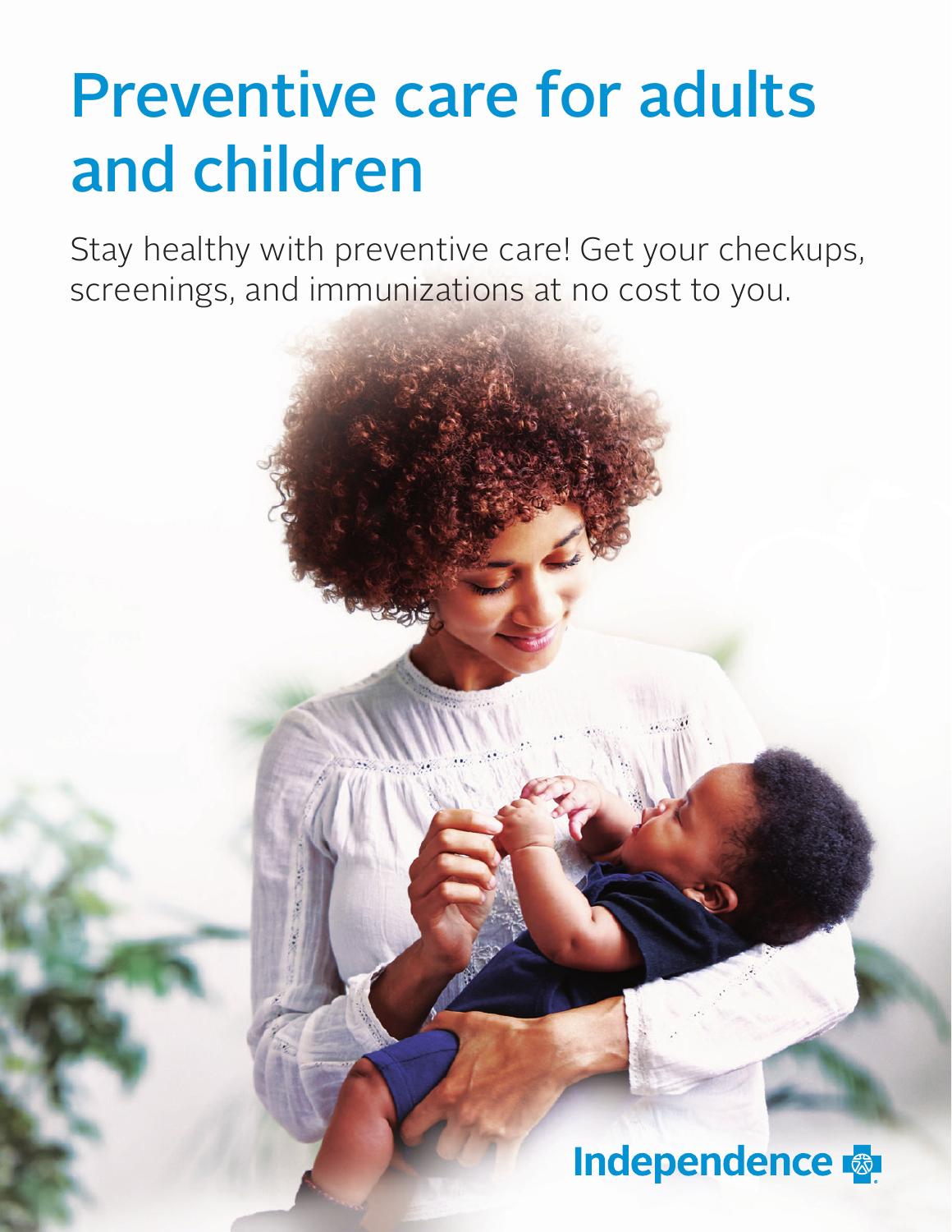# Preventive care for adults and children

Stay healthy with preventive care! Get your checkups, screenings, and immunizations at no cost to you.

Independence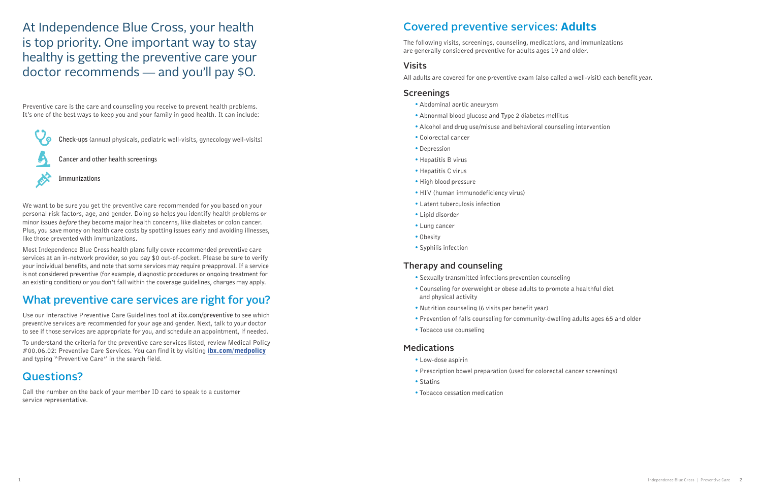# At Independence Blue Cross, your health is top priority. One important way to stay healthy is getting the preventive care your doctor recommends — and you'll pay $0.

Preventive care is the care and counseling you receive to prevent health problems. It's one of the best ways to keep you and your family in good health. It can include:

- **Check-ups** (annual physicals, pediatric well-visits, gynecology well-visits)
- **Cancer and other health screenings**
- **Immunizations**

We want to be sure you get the preventive care recommended for you based on your personal risk factors, age, and gender. Doing so helps you identify health problems or minor issues *before* they become major health concerns, like diabetes or colon cancer. Plus, you save money on health care costs by spotting issues early and avoiding illnesses, like those prevented with immunizations.

Most Independence Blue Cross health plans fully cover recommended preventive care services at an in-network provider, so you pay $0 out-of-pocket. Please be sure to verify your individual benefits, and note that some services may require preapproval. If a service is not considered preventive (for example, diagnostic procedures or ongoing treatment for an existing condition) or you don't fall within the coverage guidelines, charges may apply.

## What preventive care services are right for you?

Use our interactive Preventive Care Guidelines tool at **ibx.com/preventive** to see which preventive services are recommended for your age and gender. Next, talk to your doctor to see if those services are appropriate for you, and schedule an appointment, if needed.

To understand the criteria for the preventive care services listed, review Medical Policy #00.06.02: Preventive Care Services. You can find it by visiting **ibx.com/medpolicy** and typing "Preventive Care" in the search field.

## Questions?

Call the number on the back of your member ID card to speak to a customer service representative.

## Covered preventive services: **Adults**

The following visits, screenings, counseling, medications, and immunizations are generally considered preventive for adults ages 19 and older.

### Visits

All adults are covered for one preventive exam (also called a well-visit) each benefit year.

### Screenings

- Abdominal aortic aneurysm
- Abnormal blood glucose and Type 2 diabetes mellitus
- Alcohol and drug use/misuse and behavioral counseling intervention
- Colorectal cancer
- Depression
- Hepatitis B virus
- Hepatitis C virus
- High blood pressure
- HIV (human immunodeficiency virus)
- Latent tuberculosis infection
- Lipid disorder
- Lung cancer
- Obesity
- Syphilis infection

### Therapy and counseling

- Sexually transmitted infections prevention counseling
- Counseling for overweight or obese adults to promote a healthful diet and physical activity
- Nutrition counseling (6 visits per benefit year)
- Prevention of falls counseling for community-dwelling adults ages 65 and older
- Tobacco use counseling

### Medications

- Low-dose aspirin
- Prescription bowel preparation (used for colorectal cancer screenings)
- Statins
- Tobacco cessation medication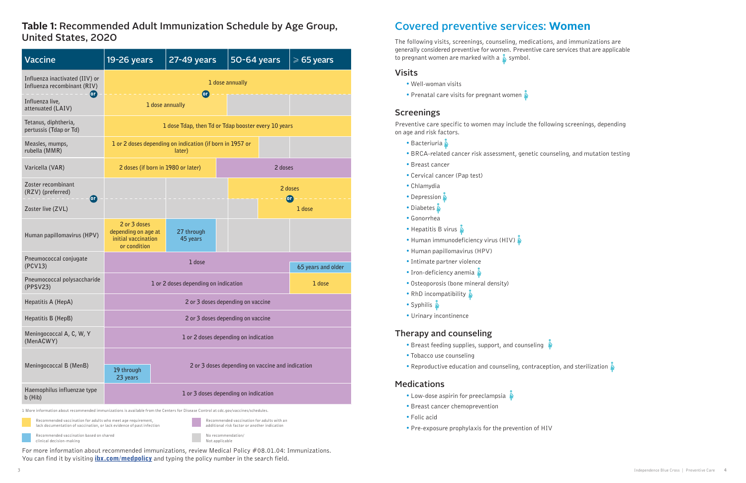## Table 1: Recommended Adult Immunization Schedule by Age Group, United States, 2020

| Vaccine | 19-26 years | 27-49 years | 50-64 years | ≥ 65 years |
|---|---|---|---|---|
| Influenza inactivated (IIV) or Influenza recombinant (RIV) | 1 dose annually | 1 dose annually | 1 dose annually | 1 dose annually |
| *or* Influenza live, attenuated (LAIV) | 1 dose annually | 1 dose annually | | |
| Tetanus, diphtheria, pertussis (Tdap or Td) | 1 dose Tdap, then Td or Tdap booster every 10 years | 1 dose Tdap, then Td or Tdap booster every 10 years | 1 dose Tdap, then Td or Tdap booster every 10 years | 1 dose Tdap, then Td or Tdap booster every 10 years |
| Measles, mumps, rubella (MMR) | 1 or 2 doses depending on indication (if born in 1957 or later) | 1 or 2 doses depending on indication (if born in 1957 or later) | 1 or 2 doses depending on indication (if born in 1957 or later) | |
| Varicella (VAR) | 2 doses (if born in 1980 or later) | 2 doses (if born in 1980 or later) / 2 doses | 2 doses | 2 doses |
| Zoster recombinant (RZV) (preferred) | | | 2 doses | 2 doses |
| *or* Zoster live (ZVL) | | | | 1 dose |
| Human papillomavirus (HPV) | 2 or 3 doses depending on age at initial vaccination or condition | 27 through 45 years | | |
| Pneumococcal conjugate (PCV13) | 1 dose | 1 dose | 1 dose | 65 years and older |
| Pneumococcal polysaccharide (PPSV23) | 1 or 2 doses depending on indication | 1 or 2 doses depending on indication | 1 or 2 doses depending on indication | 1 dose |
| Hepatitis A (HepA) | 2 or 3 doses depending on vaccine | 2 or 3 doses depending on vaccine | 2 or 3 doses depending on vaccine | 2 or 3 doses depending on vaccine |
| Hepatitis B (HepB) | 2 or 3 doses depending on vaccine | 2 or 3 doses depending on vaccine | 2 or 3 doses depending on vaccine | 2 or 3 doses depending on vaccine |
| Meningococcal A, C, W, Y (MenACWY) | 1 or 2 doses depending on indication | 1 or 2 doses depending on indication | 1 or 2 doses depending on indication | 1 or 2 doses depending on indication |
| Meningococcal B (MenB) | 2 or 3 doses depending on vaccine and indication; 19 through 23 years | 2 or 3 doses depending on vaccine and indication | 2 or 3 doses depending on vaccine and indication | 2 or 3 doses depending on vaccine and indication |
| Haemophilus influenzae type b (Hib) | 1 or 3 doses depending on indication | 1 or 3 doses depending on indication | 1 or 3 doses depending on indication | 1 or 3 doses depending on indication |

1 More information about recommended immunizations is available from the Centers for Disease Control at cdc.gov/vaccines/schedules.

- Recommended vaccination for adults who meet age requirement, lack documentation of vaccination, or lack evidence of past infection
- Recommended vaccination for adults with an additional risk factor or another indication
- Recommended vaccination based on shared clinical decision-making
- No recommendation/ Not applicable

For more information about recommended immunizations, review Medical Policy #08.01.04: Immunizations. You can find it by visiting **ibx.com/medpolicy** and typing the policy number in the search field.

# Covered preventive services: Women

The following visits, screenings, counseling, medications, and immunizations are generally considered preventive for women. Preventive care services that are applicable to pregnant women are marked with a (pregnant woman) symbol.

## Visits

- Well-woman visits
- Prenatal care visits for pregnant women (pregnant woman)

## Screenings

Preventive care specific to women may include the following screenings, depending on age and risk factors.

- Bacteriuria (pregnant woman)
- BRCA-related cancer risk assessment, genetic counseling, and mutation testing
- Breast cancer
- Cervical cancer (Pap test)
- Chlamydia
- Depression (pregnant woman)
- Diabetes (pregnant woman)
- Gonorrhea
- Hepatitis B virus (pregnant woman)
- Human immunodeficiency virus (HIV) (pregnant woman)
- Human papillomavirus (HPV)
- Intimate partner violence
- Iron-deficiency anemia (pregnant woman)
- Osteoporosis (bone mineral density)
- RhD incompatibility (pregnant woman)
- Syphilis (pregnant woman)
- Urinary incontinence

## Therapy and counseling

- Breast feeding supplies, support, and counseling (pregnant woman)
- Tobacco use counseling
- Reproductive education and counseling, contraception, and sterilization (pregnant woman)

## Medications

- Low-dose aspirin for preeclampsia (pregnant woman)
- Breast cancer chemoprevention
- Folic acid
- Pre-exposure prophylaxis for the prevention of HIV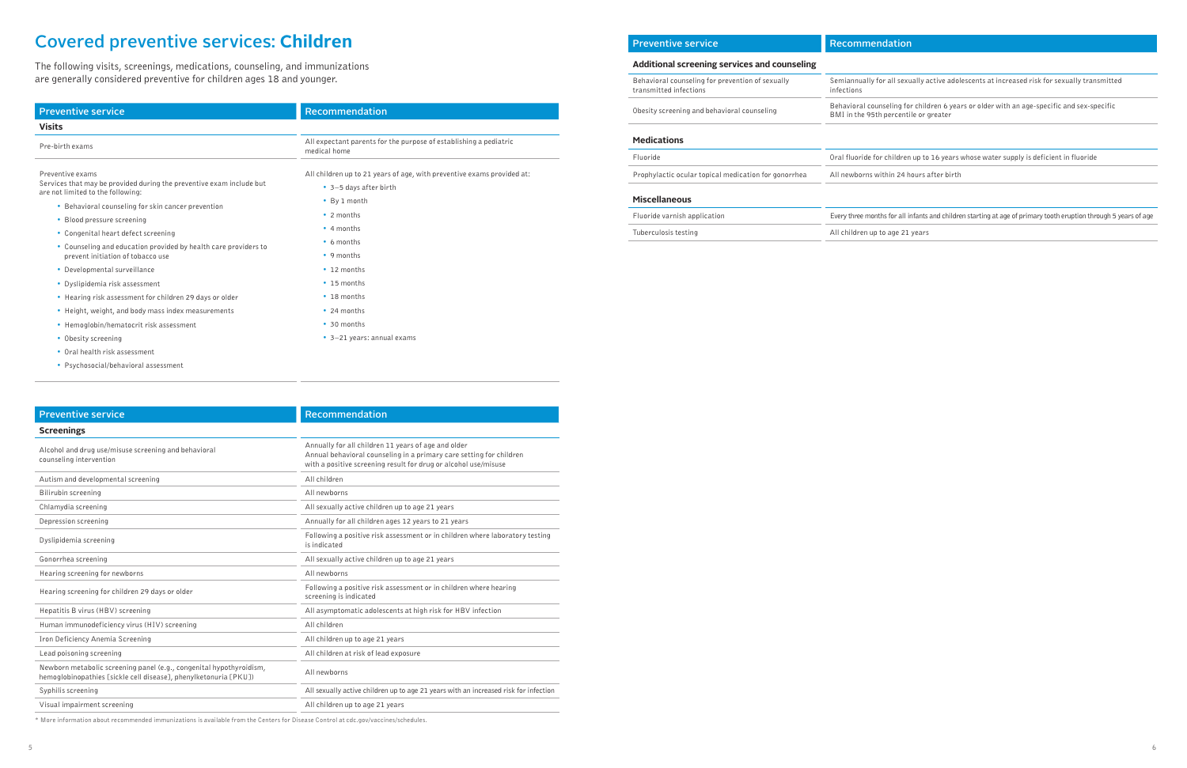# Covered preventive services: Children

The following visits, screenings, medications, counseling, and immunizations are generally considered preventive for children ages 18 and younger.

| Preventive service | Recommendation |
|---|---|
| **Visits** | |
| Pre-birth exams | All expectant parents for the purpose of establishing a pediatric medical home |
| Preventive exams<br>Services that may be provided during the preventive exam include but are not limited to the following:<br>• Behavioral counseling for skin cancer prevention<br>• Blood pressure screening<br>• Congenital heart defect screening<br>• Counseling and education provided by health care providers to prevent initiation of tobacco use<br>• Developmental surveillance<br>• Dyslipidemia risk assessment<br>• Hearing risk assessment for children 29 days or older<br>• Height, weight, and body mass index measurements<br>• Hemoglobin/hematocrit risk assessment<br>• Obesity screening<br>• Oral health risk assessment<br>• Psychosocial/behavioral assessment | All children up to 21 years of age, with preventive exams provided at:<br>• 3–5 days after birth<br>• By 1 month<br>• 2 months<br>• 4 months<br>• 6 months<br>• 9 months<br>• 12 months<br>• 15 months<br>• 18 months<br>• 24 months<br>• 30 months<br>• 3–21 years: annual exams |

| Preventive service | Recommendation |
|---|---|
| **Screenings** | |
| Alcohol and drug use/misuse screening and behavioral counseling intervention | Annually for all children 11 years of age and older<br>Annual behavioral counseling in a primary care setting for children with a positive screening result for drug or alcohol use/misuse |
| Autism and developmental screening | All children |
| Bilirubin screening | All newborns |
| Chlamydia screening | All sexually active children up to age 21 years |
| Depression screening | Annually for all children ages 12 years to 21 years |
| Dyslipidemia screening | Following a positive risk assessment or in children where laboratory testing is indicated |
| Gonorrhea screening | All sexually active children up to age 21 years |
| Hearing screening for newborns | All newborns |
| Hearing screening for children 29 days or older | Following a positive risk assessment or in children where hearing screening is indicated |
| Hepatitis B virus (HBV) screening | All asymptomatic adolescents at high risk for HBV infection |
| Human immunodeficiency virus (HIV) screening | All children |
| Iron Deficiency Anemia Screening | All children up to age 21 years |
| Lead poisoning screening | All children at risk of lead exposure |
| Newborn metabolic screening panel (e.g., congenital hypothyroidism, hemoglobinopathies [sickle cell disease], phenylketonuria [PKU]) | All newborns |
| Syphilis screening | All sexually active children up to age 21 years with an increased risk for infection |
| Visual impairment screening | All children up to age 21 years |

* More information about recommended immunizations is available from the Centers for Disease Control at cdc.gov/vaccines/schedules.

| Preventive service | Recommendation |
|---|---|
| **Additional screening services and counseling** | |
| Behavioral counseling for prevention of sexually transmitted infections | Semiannually for all sexually active adolescents at increased risk for sexually transmitted infections |
| Obesity screening and behavioral counseling | Behavioral counseling for children 6 years or older with an age-specific and sex-specific BMI in the 95th percentile or greater |
| **Medications** | |
| Fluoride | Oral fluoride for children up to 16 years whose water supply is deficient in fluoride |
| Prophylactic ocular topical medication for gonorrhea | All newborns within 24 hours after birth |
| **Miscellaneous** | |
| Fluoride varnish application | Every three months for all infants and children starting at age of primary tooth eruption through 5 years of age |
| Tuberculosis testing | All children up to age 21 years |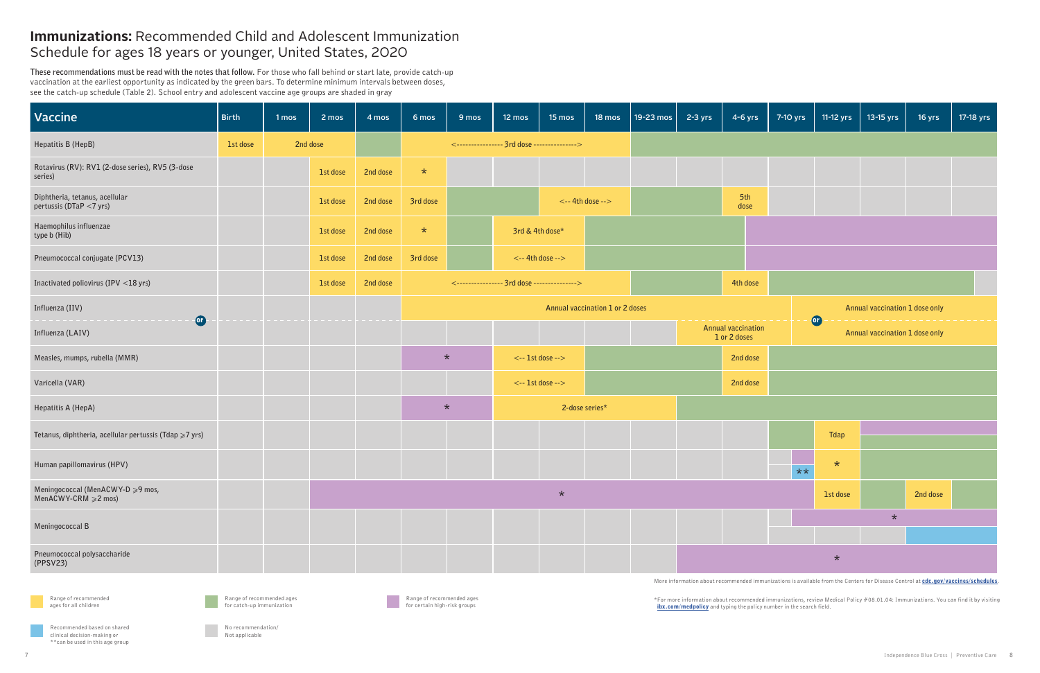# **Immunizations:** Recommended Child and Adolescent Immunization Schedule for ages 18 years or younger, United States, 2020

These recommendations must be read with the notes that follow. For those who fall behind or start late, provide catch-up vaccination at the earliest opportunity as indicated by the green bars. To determine minimum intervals between doses, see the catch-up schedule (Table 2). School entry and adolescent vaccine age groups are shaded in gray

| Vaccine | Birth | 1 mos | 2 mos | 4 mos | 6 mos | 9 mos | 12 mos | 15 mos | 18 mos | 19-23 mos | 2-3 yrs | 4-6 yrs | 7-10 yrs | 11-12 yrs | 13-15 yrs | 16 yrs | 17-18 yrs |
|---|---|---|---|---|---|---|---|---|---|---|---|---|---|---|---|---|---|
| Hepatitis B (HepB) | 1st dose | 2nd dose | 2nd dose | | <---------------- 3rd dose ---------------> | | | | | | | | | | | | |
| Rotavirus (RV): RV1 (2-dose series), RV5 (3-dose series) | | | 1st dose | 2nd dose | * | | | | | | | | | | | | |
| Diphtheria, tetanus, acellular pertussis (DTaP <7 yrs) | | | 1st dose | 2nd dose | 3rd dose | | | <-- 4th dose --> | | | | 5th dose | | | | | |
| Haemophilus influenzae type b (Hib) | | | 1st dose | 2nd dose | * | | 3rd & 4th dose* | | | | | | | | | | |
| Pneumococcal conjugate (PCV13) | | | 1st dose | 2nd dose | 3rd dose | | <-- 4th dose --> | | | | | | | | | | |
| Inactivated poliovirus (IPV <18 yrs) | | | 1st dose | 2nd dose | <---------------- 3rd dose ---------------> | | | | | | | 4th dose | | | | | |
| Influenza (IIV) **or** | | | | | Annual vaccination 1 or 2 doses | | | | | | | | | Annual vaccination 1 dose only | | | |
| Influenza (LAIV) | | | | | | | | | | | Annual vaccination 1 or 2 doses | | | Annual vaccination 1 dose only | | | |
| Measles, mumps, rubella (MMR) | | | | | * | | <-- 1st dose --> | | | | | 2nd dose | | | | | |
| Varicella (VAR) | | | | | | | <-- 1st dose --> | | | | | 2nd dose | | | | | |
| Hepatitis A (HepA) | | | | | * | | 2-dose series* | | | | | | | | | | |
| Tetanus, diphtheria, acellular pertussis (Tdap ≥7 yrs) | | | | | | | | | | | | | | Tdap | | | |
| Human papillomavirus (HPV) | | | | | | | | | | | | | ** | * | | | |
| Meningococcal (MenACWY-D ≥9 mos, MenACWY-CRM ≥2 mos) | | | * | | | | | | | | | | | 1st dose | | 2nd dose | |
| Meningococcal B | | | | | | | | | | | | | | * | | | |
| Pneumococcal polysaccharide (PPSV23) | | | | | | | | | | | * | | | | | | |

More information about recommended immunizations is available from the Centers for Disease Control at **cdc.gov/vaccines/schedules**.

- Range of recommended ages for all children
- Range of recommended ages for catch-up immunization
- Range of recommended ages for certain high-risk groups
- Recommended based on shared clinical decision-making or **can be used in this age group
- No recommendation/ Not applicable

*For more information about recommended immunizations, review Medical Policy #08.01.04: Immunizations. You can find it by visiting **ibx.com/medpolicy** and typing the policy number in the search field.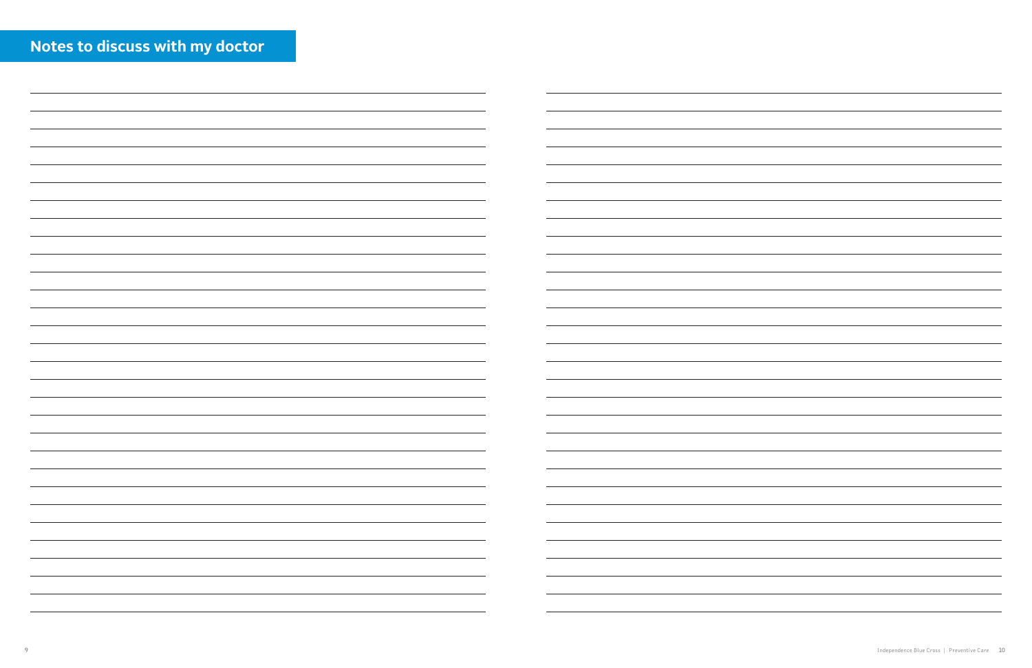## Notes to discuss with my doctor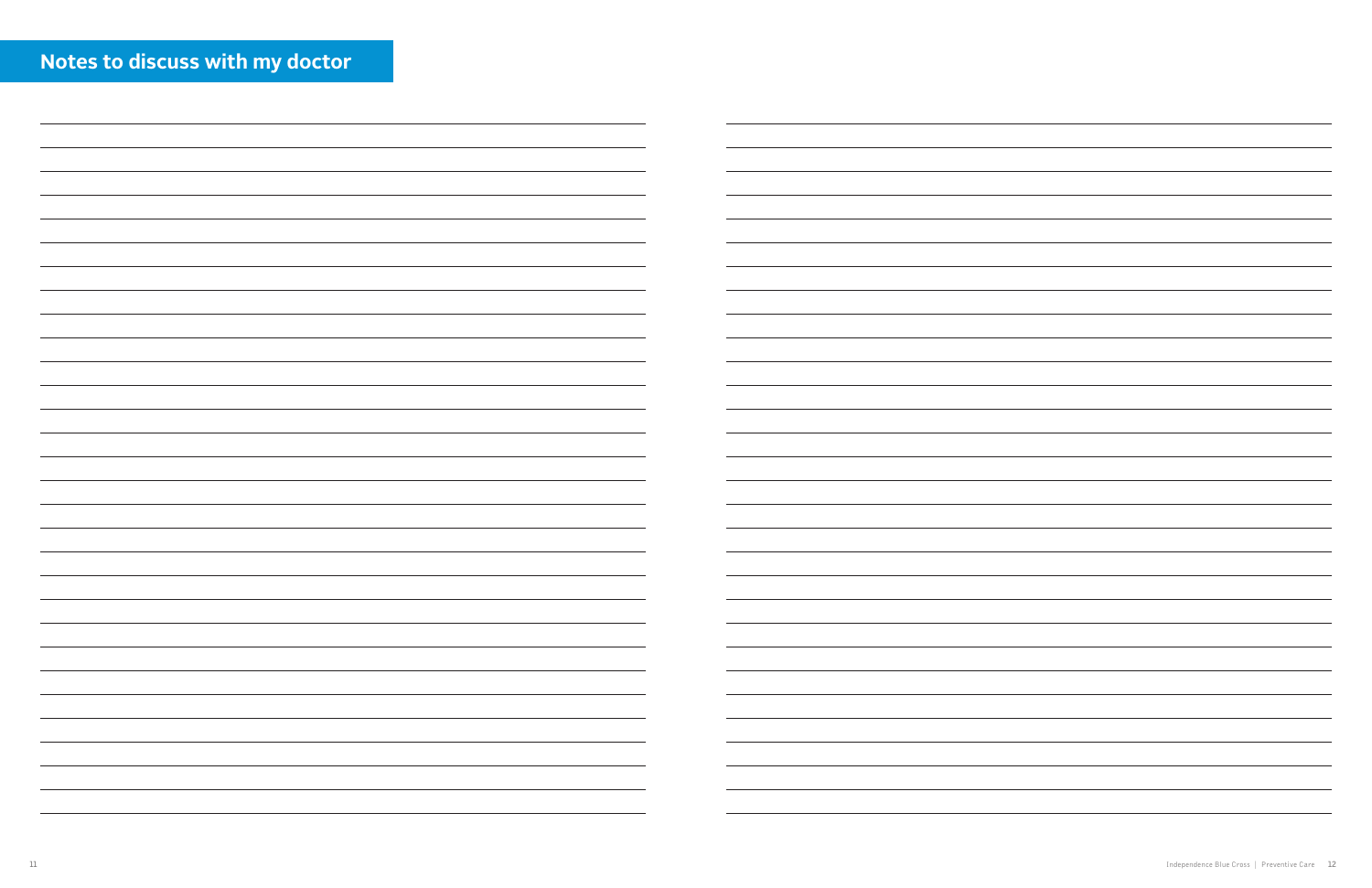## Notes to discuss with my doctor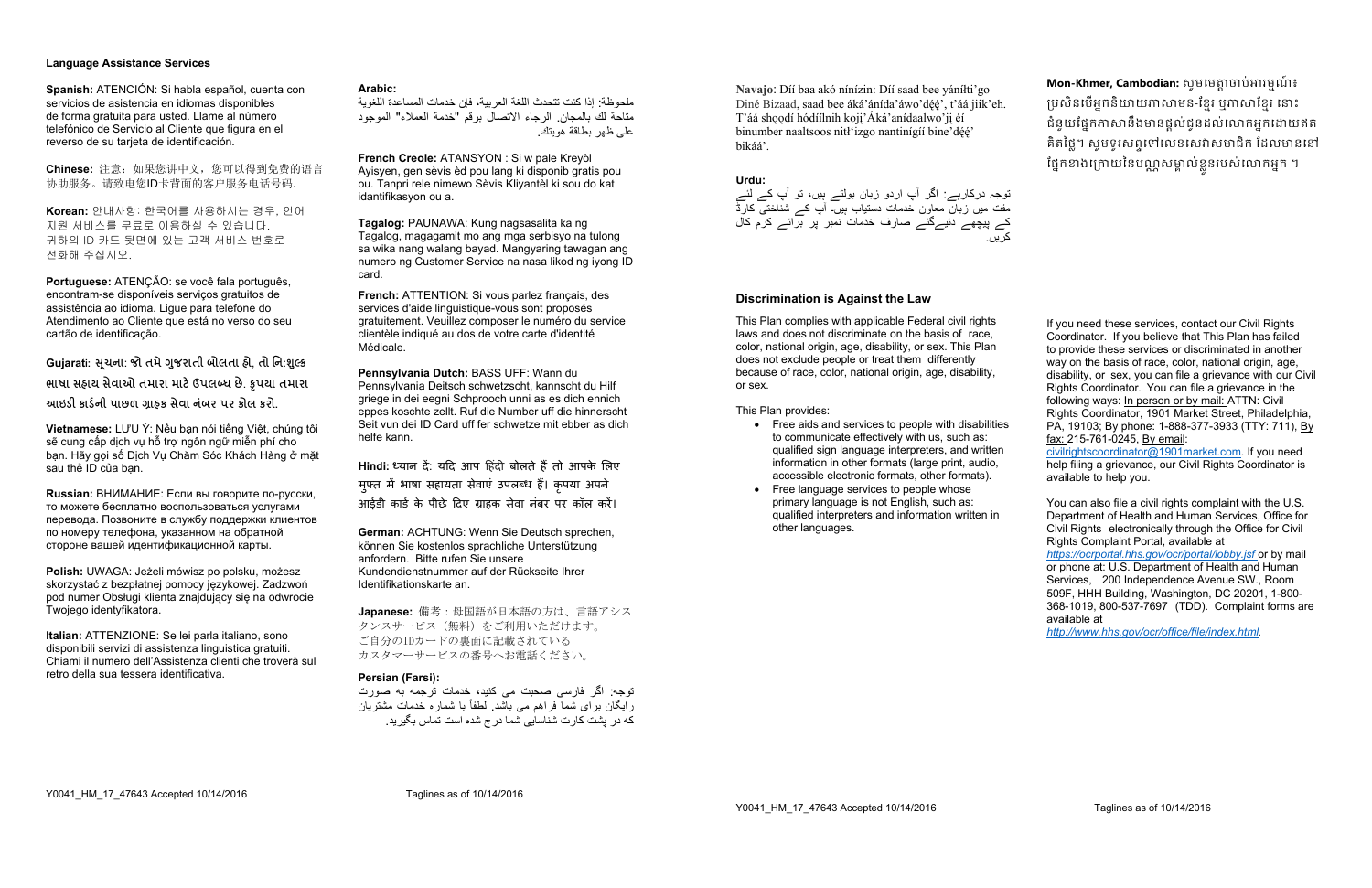## Language Assistance Services

**Spanish:** ATENCIÓN: Si habla español, cuenta con servicios de asistencia en idiomas disponibles de forma gratuita para usted. Llame al número telefónico de Servicio al Cliente que figura en el reverso de su tarjeta de identificación.

**Chinese:** 注意：如果您讲中文，您可以得到免费的语言协助服务。请致电您ID卡背面的客户服务电话号码.

**Korean:** 안내사항: 한국어를 사용하시는 경우, 언어 지원 서비스를 무료로 이용하실 수 있습니다. 귀하의 ID 카드 뒷면에 있는 고객 서비스 번호로 전화해 주십시오.

**Portuguese:** ATENÇÃO: se você fala português, encontram-se disponíveis serviços gratuitos de assistência ao idioma. Ligue para telefone do Atendimento ao Cliente que está no verso do seu cartão de identificação.

**Gujarati:** સૂચના: જો તમે ગુજરાતી બોલતા હો, તો નિ:શુલ્ક ભાષા સહાય સેવાઓ તમારા માટે ઉપલબ્ધ છે. કૃપયા તમારા આઇડી કાર્ડની પાછળ ગ્રાહક સેવા નંબર પર કૉલ કરો.

**Vietnamese:** LƯU Ý: Nếu bạn nói tiếng Việt, chúng tôi sẽ cung cấp dịch vụ hỗ trợ ngôn ngữ miễn phí cho bạn. Hãy gọi số Dịch Vụ Chăm Sóc Khách Hàng ở mặt sau thẻ ID của bạn.

**Russian:** ВНИМАНИЕ: Если вы говорите по-русски, то можете бесплатно воспользоваться услугами перевода. Позвоните в службу поддержки клиентов по номеру телефона, указанном на обратной стороне вашей идентификационной карты.

**Polish:** UWAGA: Jeżeli mówisz po polsku, możesz skorzystać z bezpłatnej pomocy językowej. Zadzwoń pod numer Obsługi klienta znajdujący się na odwrocie Twojego identyfikatora.

**Italian:** ATTENZIONE: Se lei parla italiano, sono disponibili servizi di assistenza linguistica gratuiti. Chiami il numero dell'Assistenza clienti che troverà sul retro della sua tessera identificativa.

**Arabic:** ملحوظة: إذا كنت تتحدث اللغة العربية، فإن خدمات المساعدة اللغوية متاحة لك بالمجان. الرجاء الاتصال برقم "خدمة العملاء" الموجود على ظهر بطاقة هويتك.

**French Creole:** ATANSYON : Si w pale Kreyòl Ayisyen, gen sèvis èd pou lang ki disponib gratis pou ou. Tanpri rele nimewo Sèvis Kliyantèl ki sou do kat idantifikasyon ou a.

**Tagalog:** PAUNAWA: Kung nagsasalita ka ng Tagalog, magagamit mo ang mga serbisyo na tulong sa wika nang walang bayad. Mangyaring tawagan ang numero ng Customer Service na nasa likod ng iyong ID card.

**French:** ATTENTION: Si vous parlez français, des services d'aide linguistique-vous sont proposés gratuitement. Veuillez composer le numéro du service clientèle indiqué au dos de votre carte d'identité Médicale.

**Pennsylvania Dutch:** BASS UFF: Wann du Pennsylvania Deitsch schwetzscht, kannscht du Hilf griege in dei eegni Schprooch unni as es dich ennich eppes koschte zellt. Ruf die Number uff die hinnerscht Seit vun dei ID Card uff fer schwetze mit ebber as dich helfe kann.

**Hindi:** ध्यान दें: यदि आप हिंदी बोलते हैं तो आपके लिए मुफ्त में भाषा सहायता सेवाएं उपलब्ध हैं। कृपया अपने आईडी कार्ड के पीछे दिए ग्राहक सेवा नंबर पर कॉल करें।

**German:** ACHTUNG: Wenn Sie Deutsch sprechen, können Sie kostenlos sprachliche Unterstützung anfordern. Bitte rufen Sie unsere Kundendienstnummer auf der Rückseite Ihrer Identifikationskarte an.

**Japanese:** 備考：母国語が日本語の方は、言語アシスタンスサービス（無料）をご利用いただけます。ご自分のIDカードの裏面に記載されているカスタマーサービスの番号へお電話ください。

**Persian (Farsi):** توجه: اگر فارسی صحبت می کنید، خدمات ترجمه به صورت رایگان برای شما فراهم می باشد. لطفاً با شماره خدمات مشتریان که در پشت کارت شناسایی شما درج شده است تماس بگیرید.

**Navajo**: Díí baa akó nínízin: Díí saad bee yáníłti'go Diné Bizaad, saad bee áká'ánída'áwo'déé', t'áá jiik'eh. T'áá shǫǫdí hódíílnih koji' Áká'anídaalwo'ji éí binumber naaltsoos nitł'izgo nantinígíí bine'déé' bikáá'.

**Urdu:** توجہ درکارہے: اگر آپ اردو زبان بولتے ہیں، تو آپ کے لئے مفت میں زبان معاون خدمات دستیاب ہیں۔ آپ کے شناختی کارڈ کے پیچھے دئیےگئے صارف خدمات نمبر پر برائے کرم کال کریں۔

**Mon-Khmer, Cambodian:** សូមមេត្តាចាប់អារម្មណ៍៖ ប្រសិនបើអ្នកនិយាយភាសាមន-ខ្មែរ ឬភាសាខ្មែរ នោះ ជំនួយផ្នែកភាសានឹងមានផ្ដល់ជូនដល់លោកអ្នកដោយឥតគិតថ្លៃ។ សូមទូរសព្ទទៅលេខសេវាសមាជិក ដែលមាននៅផ្នែកខាងក្រោយនៃបណ្ណសម្គាល់ខ្លួនរបស់លោកអ្នក ។

## Discrimination is Against the Law

This Plan complies with applicable Federal civil rights laws and does not discriminate on the basis of race, color, national origin, age, disability, or sex. This Plan does not exclude people or treat them differently because of race, color, national origin, age, disability, or sex.

This Plan provides:

- Free aids and services to people with disabilities to communicate effectively with us, such as: qualified sign language interpreters, and written information in other formats (large print, audio, accessible electronic formats, other formats).
- Free language services to people whose primary language is not English, such as: qualified interpreters and information written in other languages.

If you need these services, contact our Civil Rights Coordinator. If you believe that This Plan has failed to provide these services or discriminated in another way on the basis of race, color, national origin, age, disability, or sex, you can file a grievance with our Civil Rights Coordinator. You can file a grievance in the following ways: In person or by mail: ATTN: Civil Rights Coordinator, 1901 Market Street, Philadelphia, PA, 19103; By phone: 1-888-377-3933 (TTY: 711), By fax: 215-761-0245, By email: civilrightscoordinator@1901market.com. If you need help filing a grievance, our Civil Rights Coordinator is available to help you.

You can also file a civil rights complaint with the U.S. Department of Health and Human Services, Office for Civil Rights electronically through the Office for Civil Rights Complaint Portal, available at *https://ocrportal.hhs.gov/ocr/portal/lobby.jsf* or by mail or phone at: U.S. Department of Health and Human Services, 200 Independence Avenue SW., Room 509F, HHH Building, Washington, DC 20201, 1-800-368-1019, 800-537-7697 (TDD). Complaint forms are available at *http://www.hhs.gov/ocr/office/file/index.html*.

Y0041_HM_17_47643 Accepted 10/14/2016 Taglines as of 10/14/2016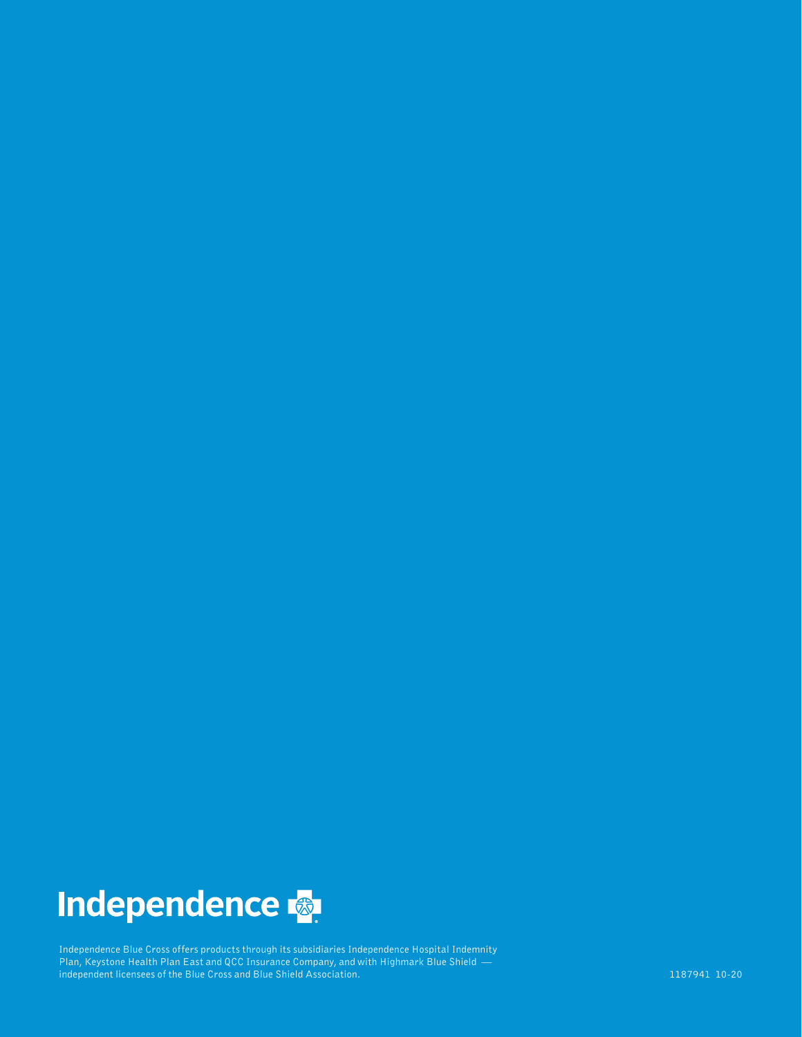Independence

Independence Blue Cross offers products through its subsidiaries Independence Hospital Indemnity Plan, Keystone Health Plan East and QCC Insurance Company, and with Highmark Blue Shield — independent licensees of the Blue Cross and Blue Shield Association.

1187941 10-20